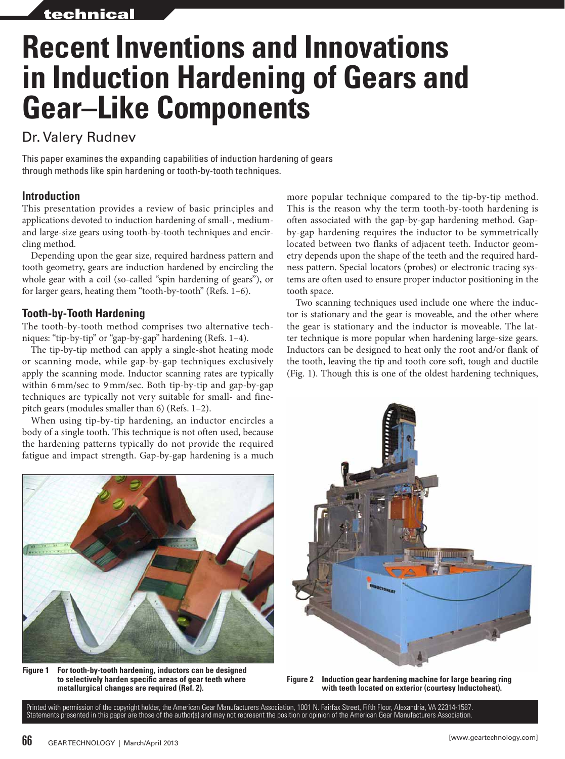# Recent Inventions and Innovations in Induction Hardening of Gears and Gear–Like Components

Dr. Valery Rudnev

This paper examines the expanding capabilities of induction hardening of gears through methods like spin hardening or tooth-by-tooth techniques.

## Introduction

This presentation provides a review of basic principles and applications devoted to induction hardening of small-, medium- and large-size gears using tooth-by-tooth techniques and encircling method.

Depending upon the gear size, required hardness pattern and tooth geometry, gears are induction hardened by encircling the whole gear with a coil (so-called "spin hardening of gears"), or for larger gears, heating them "tooth-by-tooth" (Refs. 1–6).

## Tooth-by-Tooth Hardening

The tooth-by-tooth method comprises two alternative techniques: "tip-by-tip" or "gap-by-gap" hardening (Refs. 1–4).

The tip-by-tip method can apply a single-shot heating mode or scanning mode, while gap-by-gap techniques exclusively apply the scanning mode. Inductor scanning rates are typically within 6 mm/sec to 9 mm/sec. Both tip-by-tip and gap-by-gap techniques are typically not very suitable for small- and fine-pitch gears (modules smaller than 6) (Refs. 1–2).

When using tip-by-tip hardening, an inductor encircles a body of a single tooth. This technique is not often used, because the hardening patterns typically do not provide the required fatigue and impact strength. Gap-by-gap hardening is a much more popular technique compared to the tip-by-tip method. This is the reason why the term tooth-by-tooth hardening is often associated with the gap-by-gap hardening method. Gap-by-gap hardening requires the inductor to be symmetrically located between two flanks of adjacent teeth. Inductor geometry depends upon the shape of the teeth and the required hardness pattern. Special locators (probes) or electronic tracing systems are often used to ensure proper inductor positioning in the tooth space.

Two scanning techniques used include one where the inductor is stationary and the gear is moveable, and the other where the gear is stationary and the inductor is moveable. The latter technique is more popular when hardening large-size gears. Inductors can be designed to heat only the root and/or flank of the tooth, leaving the tip and tooth core soft, tough and ductile (Fig. 1). Though this is one of the oldest hardening techniques,

**Figure 1** For tooth-by-tooth hardening, inductors can be designed to selectively harden specific areas of gear teeth where metallurgical changes are required (Ref. 2).

**Figure 2** Induction gear hardening machine for large bearing ring with teeth located on exterior (courtesy Inductoheat).

Printed with permission of the copyright holder, the American Gear Manufacturers Association, 1001 N. Fairfax Street, Fifth Floor, Alexandria, VA 22314-1587. Statements presented in this paper are those of the author(s) and may not represent the position or opinion of the American Gear Manufacturers Association.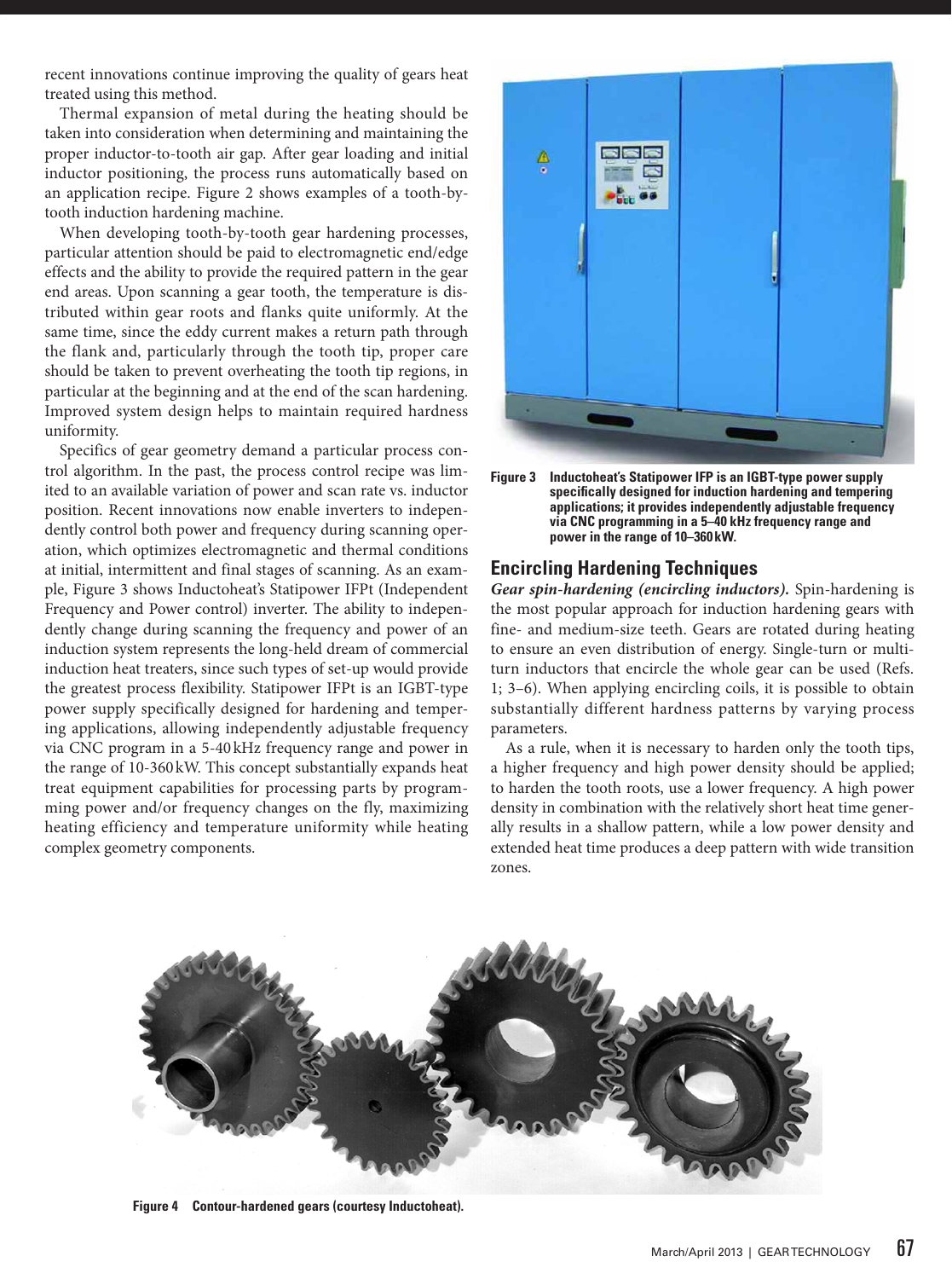recent innovations continue improving the quality of gears heat treated using this method.

Thermal expansion of metal during the heating should be taken into consideration when determining and maintaining the proper inductor-to-tooth air gap. After gear loading and initial inductor positioning, the process runs automatically based on an application recipe. Figure 2 shows examples of a tooth-by-tooth induction hardening machine.

When developing tooth-by-tooth gear hardening processes, particular attention should be paid to electromagnetic end/edge effects and the ability to provide the required pattern in the gear end areas. Upon scanning a gear tooth, the temperature is distributed within gear roots and flanks quite uniformly. At the same time, since the eddy current makes a return path through the flank and, particularly through the tooth tip, proper care should be taken to prevent overheating the tooth tip regions, in particular at the beginning and at the end of the scan hardening. Improved system design helps to maintain required hardness uniformity.

Specifics of gear geometry demand a particular process control algorithm. In the past, the process control recipe was limited to an available variation of power and scan rate vs. inductor position. Recent innovations now enable inverters to independently control both power and frequency during scanning operation, which optimizes electromagnetic and thermal conditions at initial, intermittent and final stages of scanning. As an example, Figure 3 shows Inductoheat's Statipower IFPt (Independent Frequency and Power control) inverter. The ability to independently change during scanning the frequency and power of an induction system represents the long-held dream of commercial induction heat treaters, since such types of set-up would provide the greatest process flexibility. Statipower IFPt is an IGBT-type power supply specifically designed for hardening and tempering applications, allowing independently adjustable frequency via CNC program in a 5-40 kHz frequency range and power in the range of 10-360 kW. This concept substantially expands heat treat equipment capabilities for processing parts by programming power and/or frequency changes on the fly, maximizing heating efficiency and temperature uniformity while heating complex geometry components.

**Figure 3** Inductoheat's Statipower IFP is an IGBT-type power supply specifically designed for induction hardening and tempering applications; it provides independently adjustable frequency via CNC programming in a 5–40 kHz frequency range and power in the range of 10–360 kW.

## Encircling Hardening Techniques

***Gear spin-hardening (encircling inductors).*** Spin-hardening is the most popular approach for induction hardening gears with fine- and medium-size teeth. Gears are rotated during heating to ensure an even distribution of energy. Single-turn or multi-turn inductors that encircle the whole gear can be used (Refs. 1; 3–6). When applying encircling coils, it is possible to obtain substantially different hardness patterns by varying process parameters.

As a rule, when it is necessary to harden only the tooth tips, a higher frequency and high power density should be applied; to harden the tooth roots, use a lower frequency. A high power density in combination with the relatively short heat time generally results in a shallow pattern, while a low power density and extended heat time produces a deep pattern with wide transition zones.

**Figure 4** Contour-hardened gears (courtesy Inductoheat).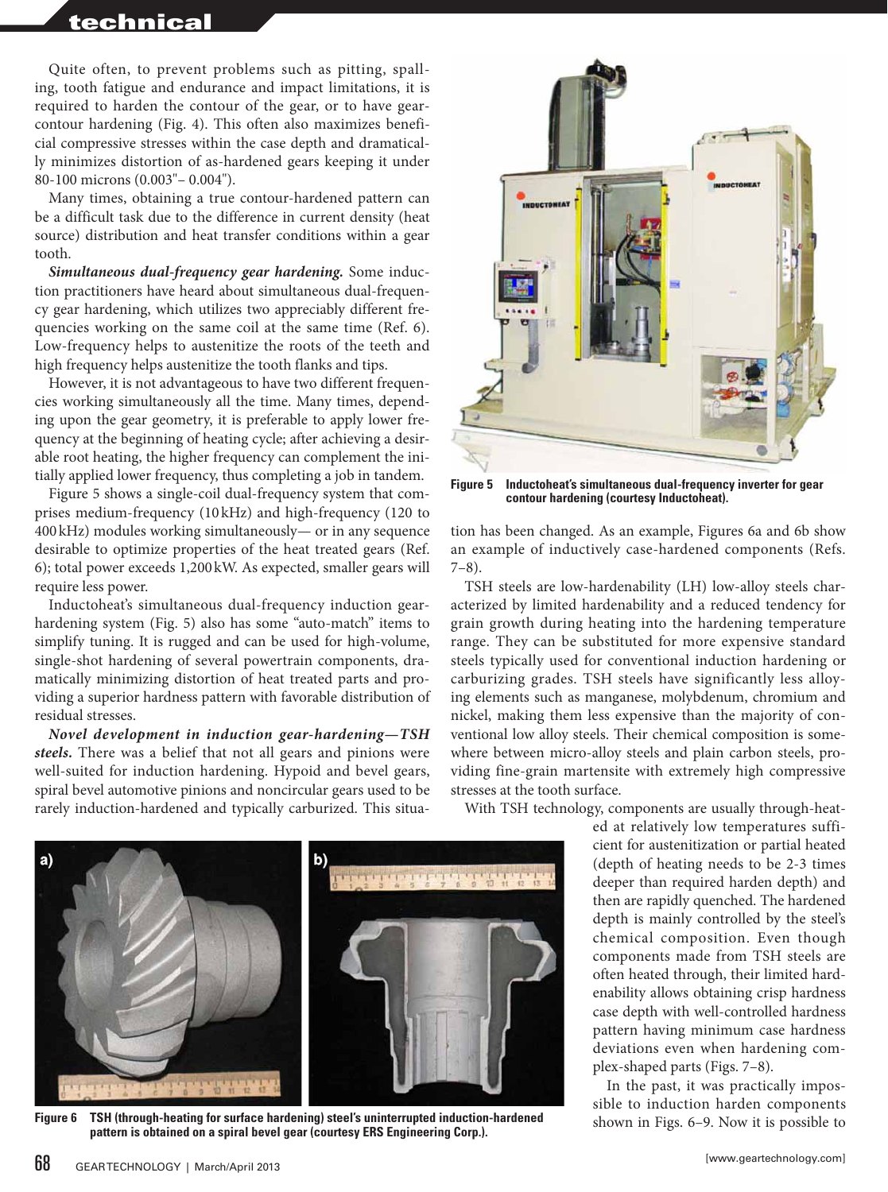Quite often, to prevent problems such as pitting, spalling, tooth fatigue and endurance and impact limitations, it is required to harden the contour of the gear, or to have gear-contour hardening (Fig. 4). This often also maximizes beneficial compressive stresses within the case depth and dramatically minimizes distortion of as-hardened gears keeping it under 80-100 microns (0.003"– 0.004").

Many times, obtaining a true contour-hardened pattern can be a difficult task due to the difference in current density (heat source) distribution and heat transfer conditions within a gear tooth.

***Simultaneous dual-frequency gear hardening.*** Some induction practitioners have heard about simultaneous dual-frequency gear hardening, which utilizes two appreciably different frequencies working on the same coil at the same time (Ref. 6). Low-frequency helps to austenitize the roots of the teeth and high frequency helps austenitize the tooth flanks and tips.

However, it is not advantageous to have two different frequencies working simultaneously all the time. Many times, depending upon the gear geometry, it is preferable to apply lower frequency at the beginning of heating cycle; after achieving a desirable root heating, the higher frequency can complement the initially applied lower frequency, thus completing a job in tandem.

Figure 5 shows a single-coil dual-frequency system that comprises medium-frequency (10 kHz) and high-frequency (120 to 400 kHz) modules working simultaneously— or in any sequence desirable to optimize properties of the heat treated gears (Ref. 6); total power exceeds 1,200 kW. As expected, smaller gears will require less power.

Inductoheat's simultaneous dual-frequency induction gear-hardening system (Fig. 5) also has some "auto-match" items to simplify tuning. It is rugged and can be used for high-volume, single-shot hardening of several powertrain components, dramatically minimizing distortion of heat treated parts and providing a superior hardness pattern with favorable distribution of residual stresses.

***Novel development in induction gear-hardening—TSH steels.*** There was a belief that not all gears and pinions were well-suited for induction hardening. Hypoid and bevel gears, spiral bevel automotive pinions and noncircular gears used to be rarely induction-hardened and typically carburized. This situation has been changed. As an example, Figures 6a and 6b show an example of inductively case-hardened components (Refs. 7–8).

**Figure 5** Inductoheat's simultaneous dual-frequency inverter for gear contour hardening (courtesy Inductoheat).

TSH steels are low-hardenability (LH) low-alloy steels characterized by limited hardenability and a reduced tendency for grain growth during heating into the hardening temperature range. They can be substituted for more expensive standard steels typically used for conventional induction hardening or carburizing grades. TSH steels have significantly less alloying elements such as manganese, molybdenum, chromium and nickel, making them less expensive than the majority of conventional low alloy steels. Their chemical composition is somewhere between micro-alloy steels and plain carbon steels, providing fine-grain martensite with extremely high compressive stresses at the tooth surface.

With TSH technology, components are usually through-heated at relatively low temperatures sufficient for austenitization or partial heated (depth of heating needs to be 2-3 times deeper than required harden depth) and then are rapidly quenched. The hardened depth is mainly controlled by the steel's chemical composition. Even though components made from TSH steels are often heated through, their limited hardenability allows obtaining crisp hardness case depth with well-controlled hardness pattern having minimum case hardness deviations even when hardening complex-shaped parts (Figs. 7–8).

In the past, it was practically impossible to induction harden components shown in Figs. 6–9. Now it is possible to

**Figure 6** TSH (through-heating for surface hardening) steel's uninterrupted induction-hardened pattern is obtained on a spiral bevel gear (courtesy ERS Engineering Corp.).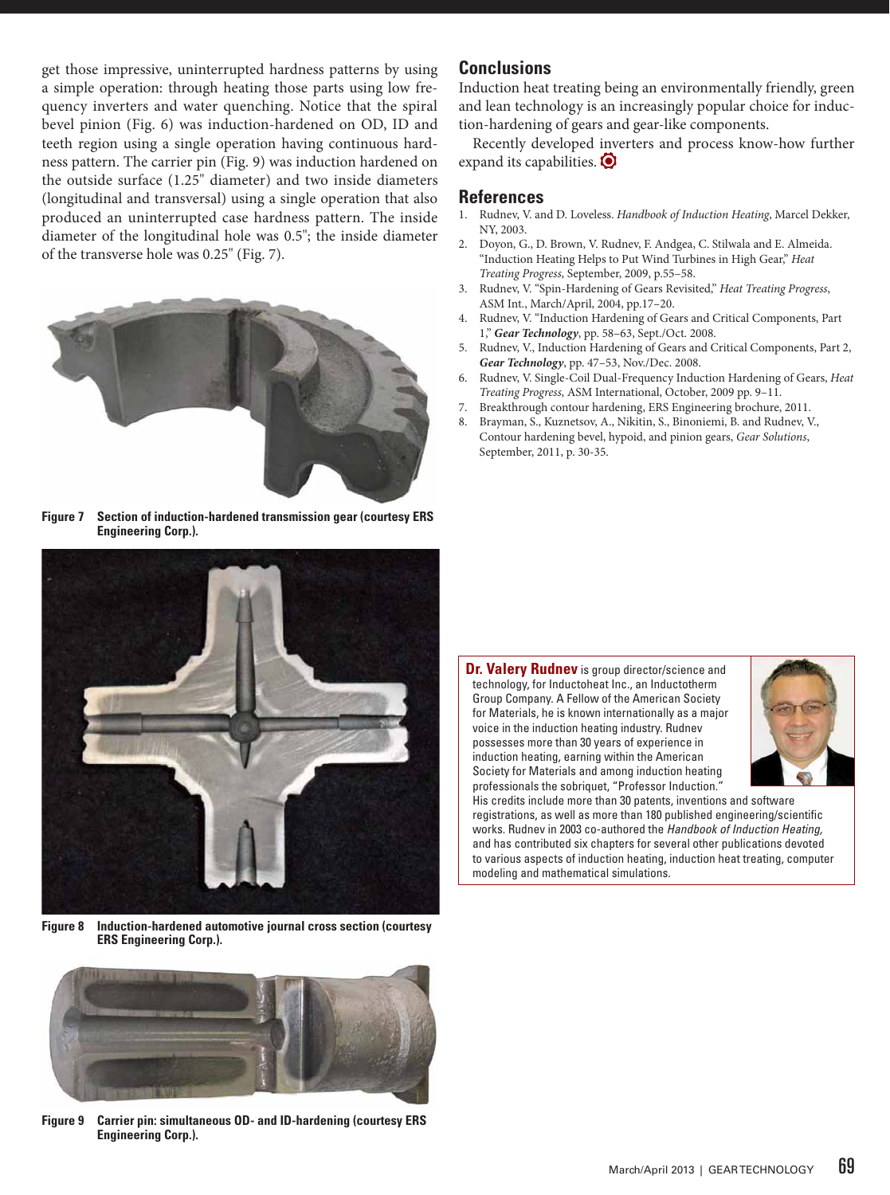get those impressive, uninterrupted hardness patterns by using a simple operation: through heating those parts using low frequency inverters and water quenching. Notice that the spiral bevel pinion (Fig. 6) was induction-hardened on OD, ID and teeth region using a single operation having continuous hardness pattern. The carrier pin (Fig. 9) was induction hardened on the outside surface (1.25" diameter) and two inside diameters (longitudinal and transversal) using a single operation that also produced an uninterrupted case hardness pattern. The inside diameter of the longitudinal hole was 0.5"; the inside diameter of the transverse hole was 0.25" (Fig. 7).

**Figure 7** Section of induction-hardened transmission gear (courtesy ERS Engineering Corp.).

**Figure 8** Induction-hardened automotive journal cross section (courtesy ERS Engineering Corp.).

**Figure 9** Carrier pin: simultaneous OD- and ID-hardening (courtesy ERS Engineering Corp.).

## Conclusions

Induction heat treating being an environmentally friendly, green and lean technology is an increasingly popular choice for induction-hardening of gears and gear-like components.

Recently developed inverters and process know-how further expand its capabilities.

## References

1. Rudnev, V. and D. Loveless. *Handbook of Induction Heating*, Marcel Dekker, NY, 2003.
2. Doyon, G., D. Brown, V. Rudnev, F. Andgea, C. Stilwala and E. Almeida. "Induction Heating Helps to Put Wind Turbines in High Gear," *Heat Treating Progress*, September, 2009, p.55–58.
3. Rudnev, V. "Spin-Hardening of Gears Revisited," *Heat Treating Progress*, ASM Int., March/April, 2004, pp.17–20.
4. Rudnev, V. "Induction Hardening of Gears and Critical Components, Part 1," ***Gear Technology***, pp. 58–63, Sept./Oct. 2008.
5. Rudnev, V., Induction Hardening of Gears and Critical Components, Part 2, ***Gear Technology***, pp. 47–53, Nov./Dec. 2008.
6. Rudnev, V. Single-Coil Dual-Frequency Induction Hardening of Gears, *Heat Treating Progress*, ASM International, October, 2009 pp. 9–11.
7. Breakthrough contour hardening, ERS Engineering brochure, 2011.
8. Brayman, S., Kuznetsov, A., Nikitin, S., Binoniemi, B. and Rudnev, V., Contour hardening bevel, hypoid, and pinion gears, *Gear Solutions*, September, 2011, p. 30-35.

**Dr. Valery Rudnev** is group director/science and technology, for Inductoheat Inc., an Inductotherm Group Company. A Fellow of the American Society for Materials, he is known internationally as a major voice in the induction heating industry. Rudnev possesses more than 30 years of experience in induction heating, earning within the American Society for Materials and among induction heating professionals the sobriquet, "Professor Induction." His credits include more than 30 patents, inventions and software registrations, as well as more than 180 published engineering/scientific works. Rudnev in 2003 co-authored the *Handbook of Induction Heating,* and has contributed six chapters for several other publications devoted to various aspects of induction heating, induction heat treating, computer modeling and mathematical simulations.